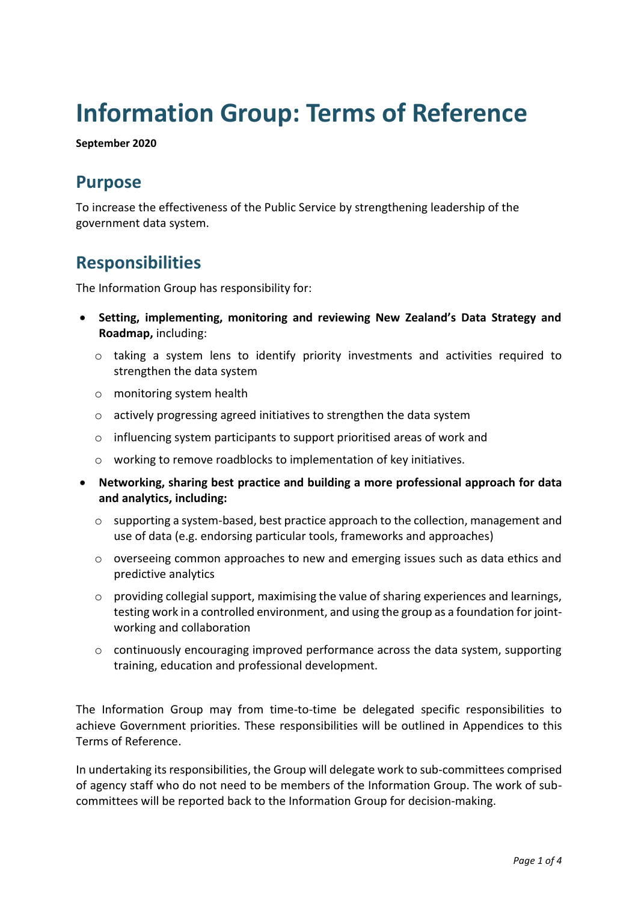# Information Group: Terms of Reference

**September 2020**

## Purpose

To increase the effectiveness of the Public Service by strengthening leadership of the government data system.

## Responsibilities

The Information Group has responsibility for:

- **Setting, implementing, monitoring and reviewing New Zealand's Data Strategy and Roadmap,** including:
  - taking a system lens to identify priority investments and activities required to strengthen the data system
  - monitoring system health
  - actively progressing agreed initiatives to strengthen the data system
  - influencing system participants to support prioritised areas of work and
  - working to remove roadblocks to implementation of key initiatives.
- **Networking, sharing best practice and building a more professional approach for data and analytics, including:**
  - supporting a system-based, best practice approach to the collection, management and use of data (e.g. endorsing particular tools, frameworks and approaches)
  - overseeing common approaches to new and emerging issues such as data ethics and predictive analytics
  - providing collegial support, maximising the value of sharing experiences and learnings, testing work in a controlled environment, and using the group as a foundation for joint-working and collaboration
  - continuously encouraging improved performance across the data system, supporting training, education and professional development.

The Information Group may from time-to-time be delegated specific responsibilities to achieve Government priorities. These responsibilities will be outlined in Appendices to this Terms of Reference.

In undertaking its responsibilities, the Group will delegate work to sub-committees comprised of agency staff who do not need to be members of the Information Group. The work of sub-committees will be reported back to the Information Group for decision-making.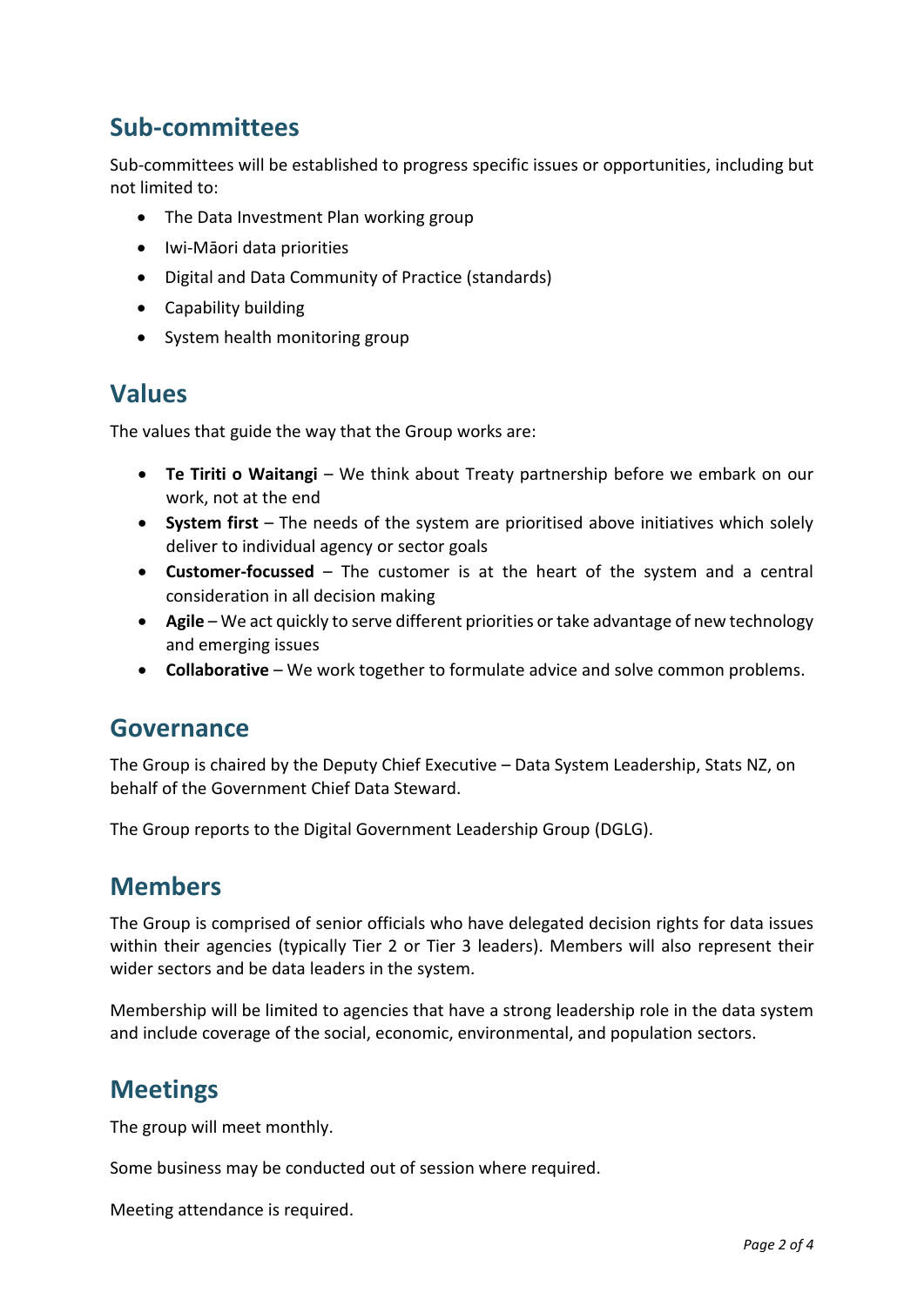## Sub-committees

Sub-committees will be established to progress specific issues or opportunities, including but not limited to:

- The Data Investment Plan working group
- Iwi-Māori data priorities
- Digital and Data Community of Practice (standards)
- Capability building
- System health monitoring group

## Values

The values that guide the way that the Group works are:

- **Te Tiriti o Waitangi** – We think about Treaty partnership before we embark on our work, not at the end
- **System first** – The needs of the system are prioritised above initiatives which solely deliver to individual agency or sector goals
- **Customer-focussed** – The customer is at the heart of the system and a central consideration in all decision making
- **Agile** – We act quickly to serve different priorities or take advantage of new technology and emerging issues
- **Collaborative** – We work together to formulate advice and solve common problems.

## Governance

The Group is chaired by the Deputy Chief Executive – Data System Leadership, Stats NZ, on behalf of the Government Chief Data Steward.

The Group reports to the Digital Government Leadership Group (DGLG).

## Members

The Group is comprised of senior officials who have delegated decision rights for data issues within their agencies (typically Tier 2 or Tier 3 leaders). Members will also represent their wider sectors and be data leaders in the system.

Membership will be limited to agencies that have a strong leadership role in the data system and include coverage of the social, economic, environmental, and population sectors.

## Meetings

The group will meet monthly.

Some business may be conducted out of session where required.

Meeting attendance is required.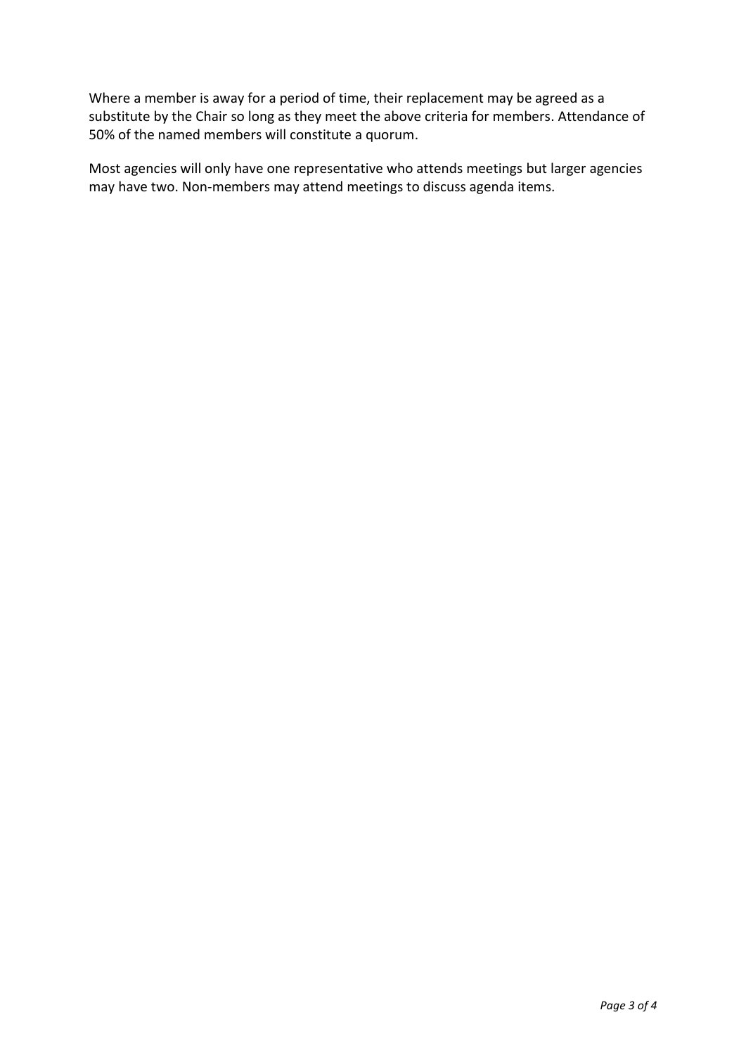Where a member is away for a period of time, their replacement may be agreed as a substitute by the Chair so long as they meet the above criteria for members. Attendance of 50% of the named members will constitute a quorum.

Most agencies will only have one representative who attends meetings but larger agencies may have two. Non-members may attend meetings to discuss agenda items.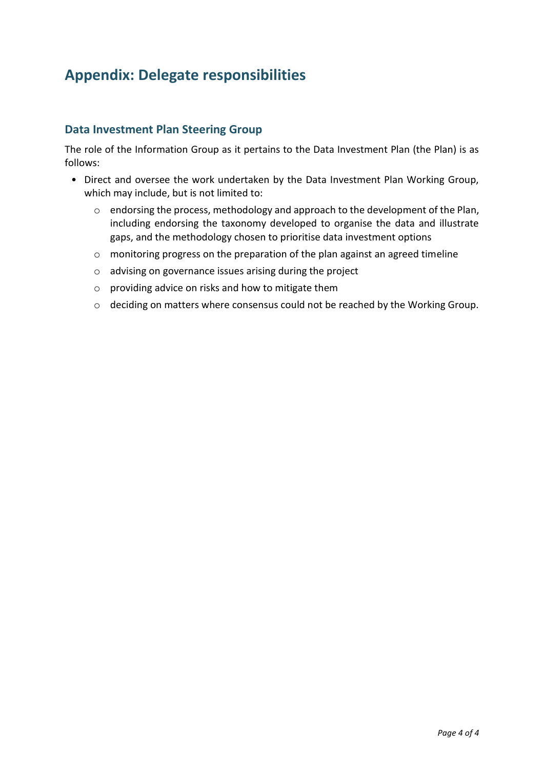# Appendix: Delegate responsibilities

## Data Investment Plan Steering Group

The role of the Information Group as it pertains to the Data Investment Plan (the Plan) is as follows:

- Direct and oversee the work undertaken by the Data Investment Plan Working Group, which may include, but is not limited to:
  - endorsing the process, methodology and approach to the development of the Plan, including endorsing the taxonomy developed to organise the data and illustrate gaps, and the methodology chosen to prioritise data investment options
  - monitoring progress on the preparation of the plan against an agreed timeline
  - advising on governance issues arising during the project
  - providing advice on risks and how to mitigate them
  - deciding on matters where consensus could not be reached by the Working Group.